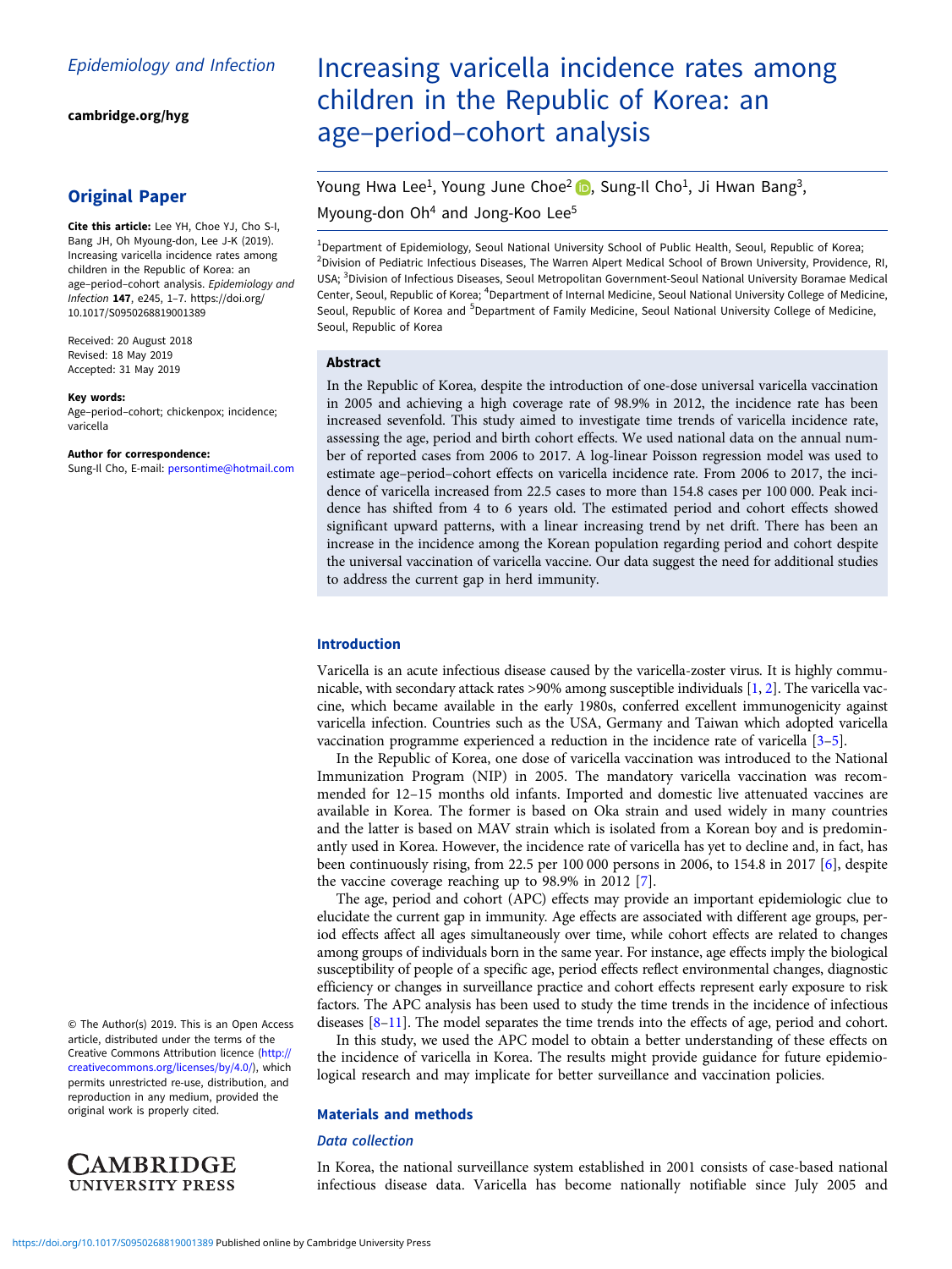Epidemiology and Infection

cambridge.org/hyg

## Original Paper

**Cite this article:** Lee YH, Choe YJ, Cho S-I, Bang JH, Oh Myoung-don, Lee J-K (2019). Increasing varicella incidence rates among children in the Republic of Korea: an age–period–cohort analysis. *Epidemiology and Infection* **147**, e245, 1–7. https://doi.org/10.1017/S0950268819001389

Received: 20 August 2018
Revised: 18 May 2019
Accepted: 31 May 2019

**Key words:**
Age–period–cohort; chickenpox; incidence; varicella

**Author for correspondence:**
Sung-Il Cho, E-mail: persontime@hotmail.com

© The Author(s) 2019. This is an Open Access article, distributed under the terms of the Creative Commons Attribution licence (http://creativecommons.org/licenses/by/4.0/), which permits unrestricted re-use, distribution, and reproduction in any medium, provided the original work is properly cited.

# Increasing varicella incidence rates among children in the Republic of Korea: an age–period–cohort analysis

Young Hwa Lee[1], Young June Choe[2], Sung-Il Cho[1], Ji Hwan Bang[3], Myoung-don Oh[4] and Jong-Koo Lee[5]

[1]Department of Epidemiology, Seoul National University School of Public Health, Seoul, Republic of Korea; [2]Division of Pediatric Infectious Diseases, The Warren Alpert Medical School of Brown University, Providence, RI, USA; [3]Division of Infectious Diseases, Seoul Metropolitan Government-Seoul National University Boramae Medical Center, Seoul, Republic of Korea; [4]Department of Internal Medicine, Seoul National University College of Medicine, Seoul, Republic of Korea and [5]Department of Family Medicine, Seoul National University College of Medicine, Seoul, Republic of Korea

### Abstract

In the Republic of Korea, despite the introduction of one-dose universal varicella vaccination in 2005 and achieving a high coverage rate of 98.9% in 2012, the incidence rate has been increased sevenfold. This study aimed to investigate time trends of varicella incidence rate, assessing the age, period and birth cohort effects. We used national data on the annual number of reported cases from 2006 to 2017. A log-linear Poisson regression model was used to estimate age–period–cohort effects on varicella incidence rate. From 2006 to 2017, the incidence of varicella increased from 22.5 cases to more than 154.8 cases per 100 000. Peak incidence has shifted from 4 to 6 years old. The estimated period and cohort effects showed significant upward patterns, with a linear increasing trend by net drift. There has been an increase in the incidence among the Korean population regarding period and cohort despite the universal vaccination of varicella vaccine. Our data suggest the need for additional studies to address the current gap in herd immunity.

## Introduction

Varicella is an acute infectious disease caused by the varicella-zoster virus. It is highly communicable, with secondary attack rates >90% among susceptible individuals [1, 2]. The varicella vaccine, which became available in the early 1980s, conferred excellent immunogenicity against varicella infection. Countries such as the USA, Germany and Taiwan which adopted varicella vaccination programme experienced a reduction in the incidence rate of varicella [3–5].

In the Republic of Korea, one dose of varicella vaccination was introduced to the National Immunization Program (NIP) in 2005. The mandatory varicella vaccination was recommended for 12–15 months old infants. Imported and domestic live attenuated vaccines are available in Korea. The former is based on Oka strain and used widely in many countries and the latter is based on MAV strain which is isolated from a Korean boy and is predominantly used in Korea. However, the incidence rate of varicella has yet to decline and, in fact, has been continuously rising, from 22.5 per 100 000 persons in 2006, to 154.8 in 2017 [6], despite the vaccine coverage reaching up to 98.9% in 2012 [7].

The age, period and cohort (APC) effects may provide an important epidemiologic clue to elucidate the current gap in immunity. Age effects are associated with different age groups, period effects affect all ages simultaneously over time, while cohort effects are related to changes among groups of individuals born in the same year. For instance, age effects imply the biological susceptibility of people of a specific age, period effects reflect environmental changes, diagnostic efficiency or changes in surveillance practice and cohort effects represent early exposure to risk factors. The APC analysis has been used to study the time trends in the incidence of infectious diseases [8–11]. The model separates the time trends into the effects of age, period and cohort.

In this study, we used the APC model to obtain a better understanding of these effects on the incidence of varicella in Korea. The results might provide guidance for future epidemiological research and may implicate for better surveillance and vaccination policies.

## Materials and methods

### Data collection

In Korea, the national surveillance system established in 2001 consists of case-based national infectious disease data. Varicella has become nationally notifiable since July 2005 and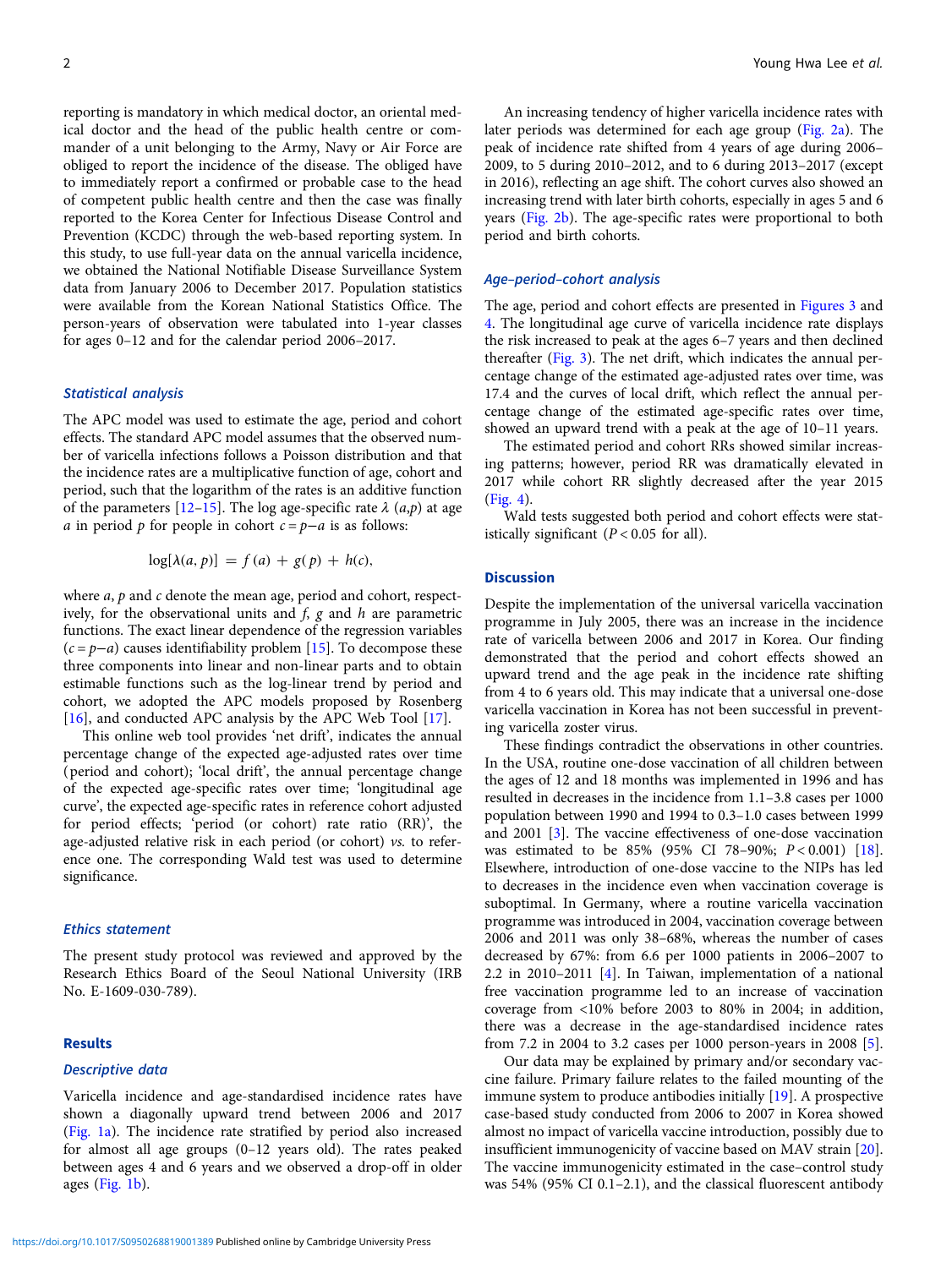reporting is mandatory in which medical doctor, an oriental medical doctor and the head of the public health centre or commander of a unit belonging to the Army, Navy or Air Force are obliged to report the incidence of the disease. The obliged have to immediately report a confirmed or probable case to the head of competent public health centre and then the case was finally reported to the Korea Center for Infectious Disease Control and Prevention (KCDC) through the web-based reporting system. In this study, to use full-year data on the annual varicella incidence, we obtained the National Notifiable Disease Surveillance System data from January 2006 to December 2017. Population statistics were available from the Korean National Statistics Office. The person-years of observation were tabulated into 1-year classes for ages 0–12 and for the calendar period 2006–2017.

### Statistical analysis

The APC model was used to estimate the age, period and cohort effects. The standard APC model assumes that the observed number of varicella infections follows a Poisson distribution and that the incidence rates are a multiplicative function of age, cohort and period, such that the logarithm of the rates is an additive function of the parameters [12–15]. The log age-specific rate $\lambda$ $(a,p)$ at age $a$ in period $p$ for people in cohort $c = p - a$ is as follows:

$$\log[\lambda(a, p)] = f(a) + g(p) + h(c),$$

where $a$, $p$ and $c$ denote the mean age, period and cohort, respectively, for the observational units and $f$, $g$ and $h$ are parametric functions. The exact linear dependence of the regression variables ($c = p - a$) causes identifiability problem [15]. To decompose these three components into linear and non-linear parts and to obtain estimable functions such as the log-linear trend by period and cohort, we adopted the APC models proposed by Rosenberg [16], and conducted APC analysis by the APC Web Tool [17].

This online web tool provides 'net drift', indicates the annual percentage change of the expected age-adjusted rates over time (period and cohort); 'local drift', the annual percentage change of the expected age-specific rates over time; 'longitudinal age curve', the expected age-specific rates in reference cohort adjusted for period effects; 'period (or cohort) rate ratio (RR)', the age-adjusted relative risk in each period (or cohort) *vs.* to reference one. The corresponding Wald test was used to determine significance.

### Ethics statement

The present study protocol was reviewed and approved by the Research Ethics Board of the Seoul National University (IRB No. E-1609-030-789).

## Results

### Descriptive data

Varicella incidence and age-standardised incidence rates have shown a diagonally upward trend between 2006 and 2017 (Fig. 1a). The incidence rate stratified by period also increased for almost all age groups (0–12 years old). The rates peaked between ages 4 and 6 years and we observed a drop-off in older ages (Fig. 1b).

An increasing tendency of higher varicella incidence rates with later periods was determined for each age group (Fig. 2a). The peak of incidence rate shifted from 4 years of age during 2006–2009, to 5 during 2010–2012, and to 6 during 2013–2017 (except in 2016), reflecting an age shift. The cohort curves also showed an increasing trend with later birth cohorts, especially in ages 5 and 6 years (Fig. 2b). The age-specific rates were proportional to both period and birth cohorts.

### Age–period–cohort analysis

The age, period and cohort effects are presented in Figures 3 and 4. The longitudinal age curve of varicella incidence rate displays the risk increased to peak at the ages 6–7 years and then declined thereafter (Fig. 3). The net drift, which indicates the annual percentage change of the estimated age-adjusted rates over time, was 17.4 and the curves of local drift, which reflect the annual percentage change of the estimated age-specific rates over time, showed an upward trend with a peak at the age of 10–11 years.

The estimated period and cohort RRs showed similar increasing patterns; however, period RR was dramatically elevated in 2017 while cohort RR slightly decreased after the year 2015 (Fig. 4).

Wald tests suggested both period and cohort effects were statistically significant ($P < 0.05$ for all).

## Discussion

Despite the implementation of the universal varicella vaccination programme in July 2005, there was an increase in the incidence rate of varicella between 2006 and 2017 in Korea. Our finding demonstrated that the period and cohort effects showed an upward trend and the age peak in the incidence rate shifting from 4 to 6 years old. This may indicate that a universal one-dose varicella vaccination in Korea has not been successful in preventing varicella zoster virus.

These findings contradict the observations in other countries. In the USA, routine one-dose vaccination of all children between the ages of 12 and 18 months was implemented in 1996 and has resulted in decreases in the incidence from 1.1–3.8 cases per 1000 population between 1990 and 1994 to 0.3–1.0 cases between 1999 and 2001 [3]. The vaccine effectiveness of one-dose vaccination was estimated to be 85% (95% CI 78–90%; $P < 0.001$) [18]. Elsewhere, introduction of one-dose vaccine to the NIPs has led to decreases in the incidence even when vaccination coverage is suboptimal. In Germany, where a routine varicella vaccination programme was introduced in 2004, vaccination coverage between 2006 and 2011 was only 38–68%, whereas the number of cases decreased by 67%: from 6.6 per 1000 patients in 2006–2007 to 2.2 in 2010–2011 [4]. In Taiwan, implementation of a national free vaccination programme led to an increase of vaccination coverage from <10% before 2003 to 80% in 2004; in addition, there was a decrease in the age-standardised incidence rates from 7.2 in 2004 to 3.2 cases per 1000 person-years in 2008 [5].

Our data may be explained by primary and/or secondary vaccine failure. Primary failure relates to the failed mounting of the immune system to produce antibodies initially [19]. A prospective case-based study conducted from 2006 to 2007 in Korea showed almost no impact of varicella vaccine introduction, possibly due to insufficient immunogenicity of vaccine based on MAV strain [20]. The vaccine immunogenicity estimated in the case–control study was 54% (95% CI 0.1–2.1), and the classical fluorescent antibody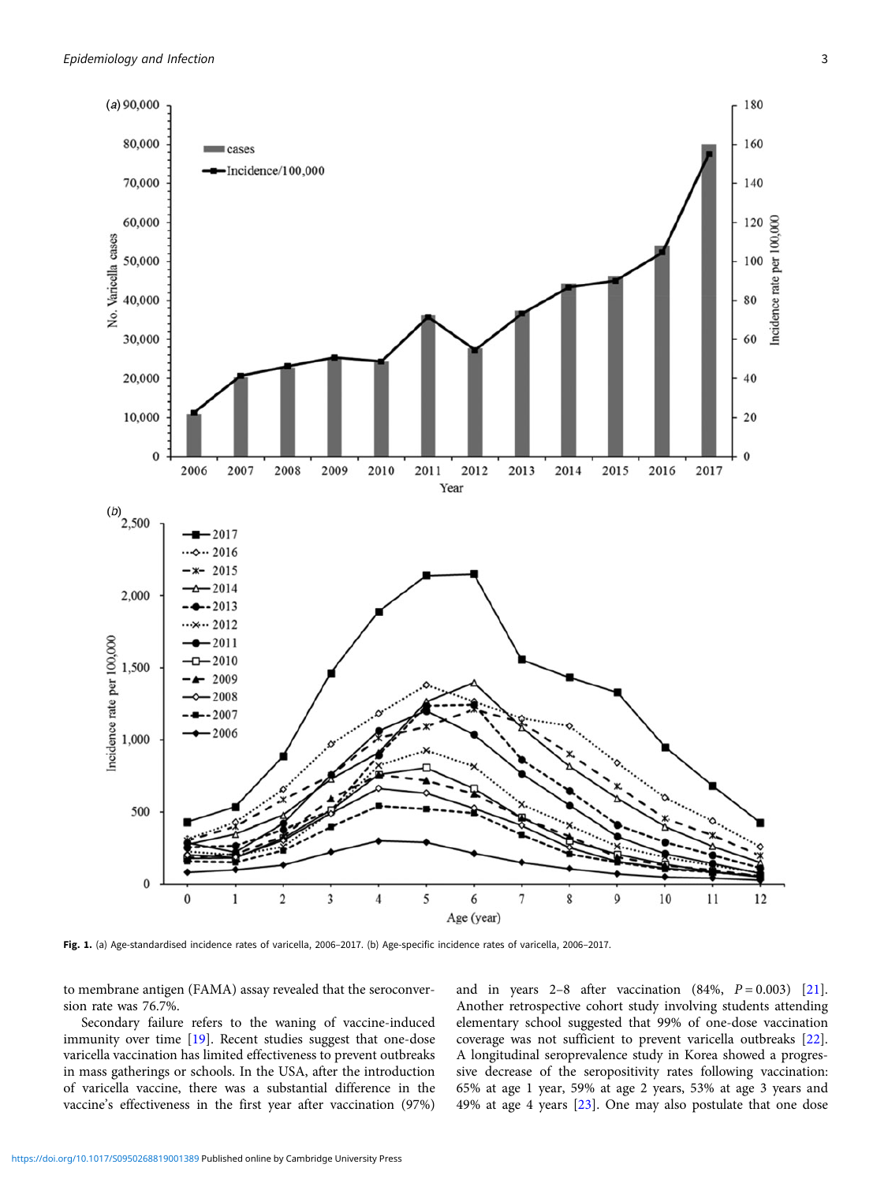Fig. 1. (a) Age-standardised incidence rates of varicella, 2006–2017. (b) Age-specific incidence rates of varicella, 2006–2017.

to membrane antigen (FAMA) assay revealed that the seroconversion rate was 76.7%.

Secondary failure refers to the waning of vaccine-induced immunity over time [19]. Recent studies suggest that one-dose varicella vaccination has limited effectiveness to prevent outbreaks in mass gatherings or schools. In the USA, after the introduction of varicella vaccine, there was a substantial difference in the vaccine's effectiveness in the first year after vaccination (97%) and in years 2–8 after vaccination (84%, $P = 0.003$) [21]. Another retrospective cohort study involving students attending elementary school suggested that 99% of one-dose vaccination coverage was not sufficient to prevent varicella outbreaks [22]. A longitudinal seroprevalence study in Korea showed a progressive decrease of the seropositivity rates following vaccination: 65% at age 1 year, 59% at age 2 years, 53% at age 3 years and 49% at age 4 years [23]. One may also postulate that one dose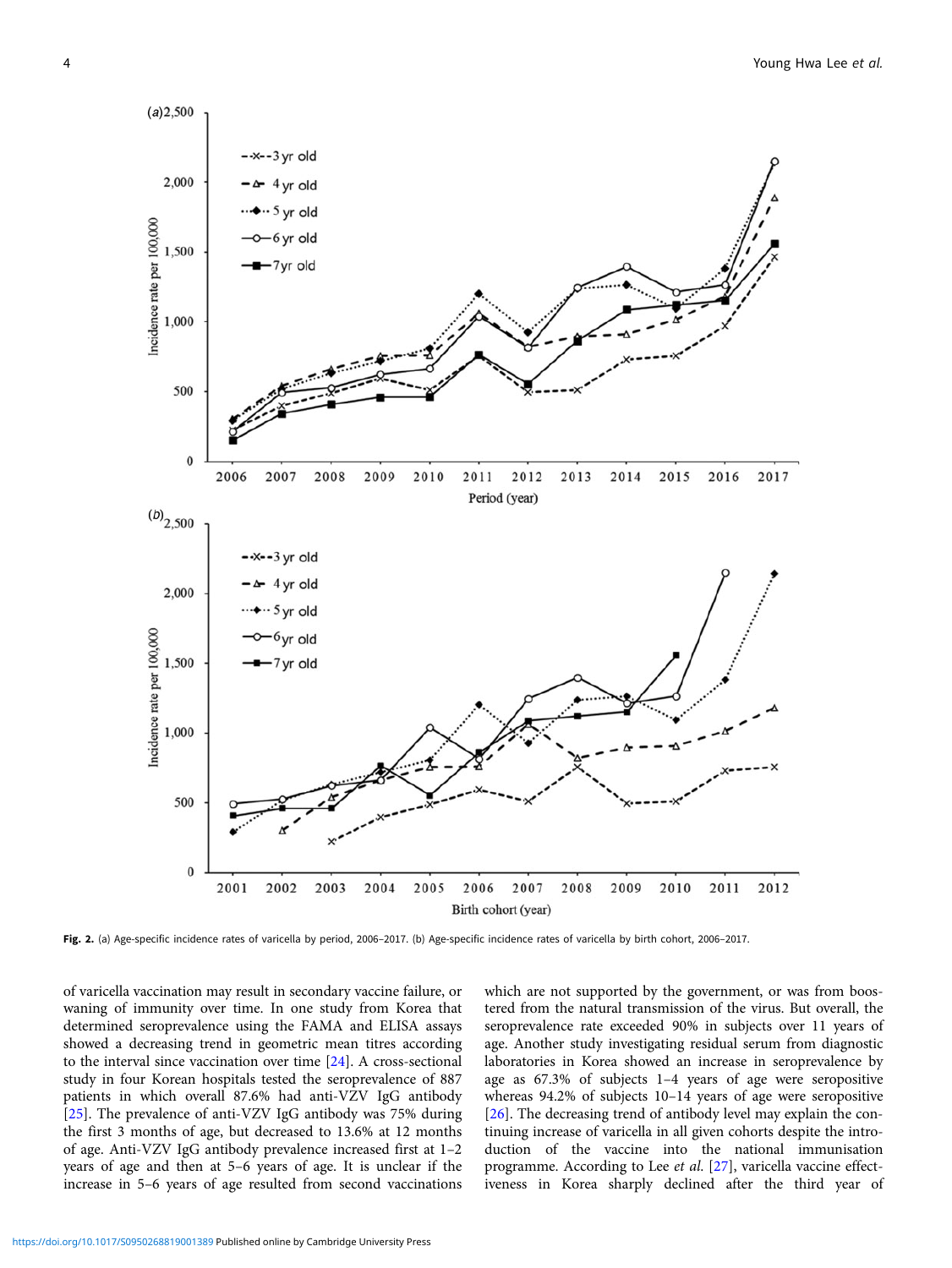Fig. 2. (a) Age-specific incidence rates of varicella by period, 2006–2017. (b) Age-specific incidence rates of varicella by birth cohort, 2006–2017.

of varicella vaccination may result in secondary vaccine failure, or waning of immunity over time. In one study from Korea that determined seroprevalence using the FAMA and ELISA assays showed a decreasing trend in geometric mean titres according to the interval since vaccination over time [24]. A cross-sectional study in four Korean hospitals tested the seroprevalence of 887 patients in which overall 87.6% had anti-VZV IgG antibody [25]. The prevalence of anti-VZV IgG antibody was 75% during the first 3 months of age, but decreased to 13.6% at 12 months of age. Anti-VZV IgG antibody prevalence increased first at 1–2 years of age and then at 5–6 years of age. It is unclear if the increase in 5–6 years of age resulted from second vaccinations which are not supported by the government, or was from boostered from the natural transmission of the virus. But overall, the seroprevalence rate exceeded 90% in subjects over 11 years of age. Another study investigating residual serum from diagnostic laboratories in Korea showed an increase in seroprevalence by age as 67.3% of subjects 1–4 years of age were seropositive whereas 94.2% of subjects 10–14 years of age were seropositive [26]. The decreasing trend of antibody level may explain the continuing increase of varicella in all given cohorts despite the introduction of the vaccine into the national immunisation programme. According to Lee *et al.* [27], varicella vaccine effectiveness in Korea sharply declined after the third year of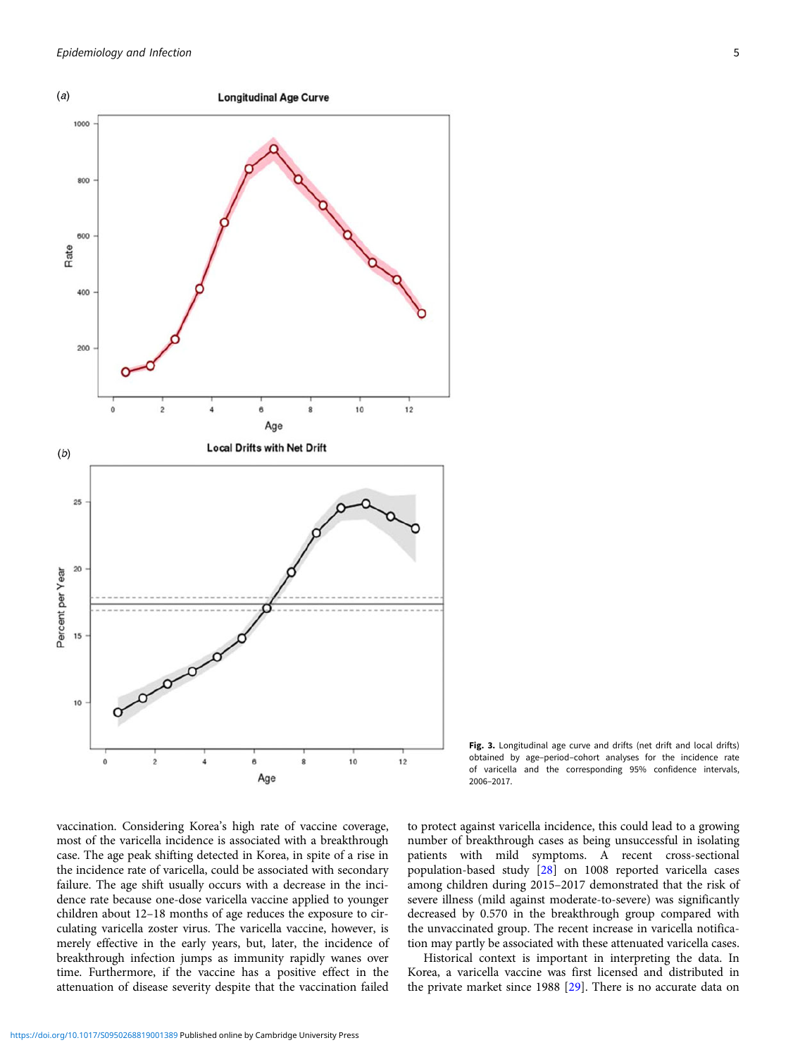Fig. 3. Longitudinal age curve and drifts (net drift and local drifts) obtained by age–period–cohort analyses for the incidence rate of varicella and the corresponding 95% confidence intervals, 2006–2017.

vaccination. Considering Korea's high rate of vaccine coverage, most of the varicella incidence is associated with a breakthrough case. The age peak shifting detected in Korea, in spite of a rise in the incidence rate of varicella, could be associated with secondary failure. The age shift usually occurs with a decrease in the incidence rate because one-dose varicella vaccine applied to younger children about 12–18 months of age reduces the exposure to circulating varicella zoster virus. The varicella vaccine, however, is merely effective in the early years, but, later, the incidence of breakthrough infection jumps as immunity rapidly wanes over time. Furthermore, if the vaccine has a positive effect in the attenuation of disease severity despite that the vaccination failed to protect against varicella incidence, this could lead to a growing number of breakthrough cases as being unsuccessful in isolating patients with mild symptoms. A recent cross-sectional population-based study [28] on 1008 reported varicella cases among children during 2015–2017 demonstrated that the risk of severe illness (mild against moderate-to-severe) was significantly decreased by 0.570 in the breakthrough group compared with the unvaccinated group. The recent increase in varicella notification may partly be associated with these attenuated varicella cases.

Historical context is important in interpreting the data. In Korea, a varicella vaccine was first licensed and distributed in the private market since 1988 [29]. There is no accurate data on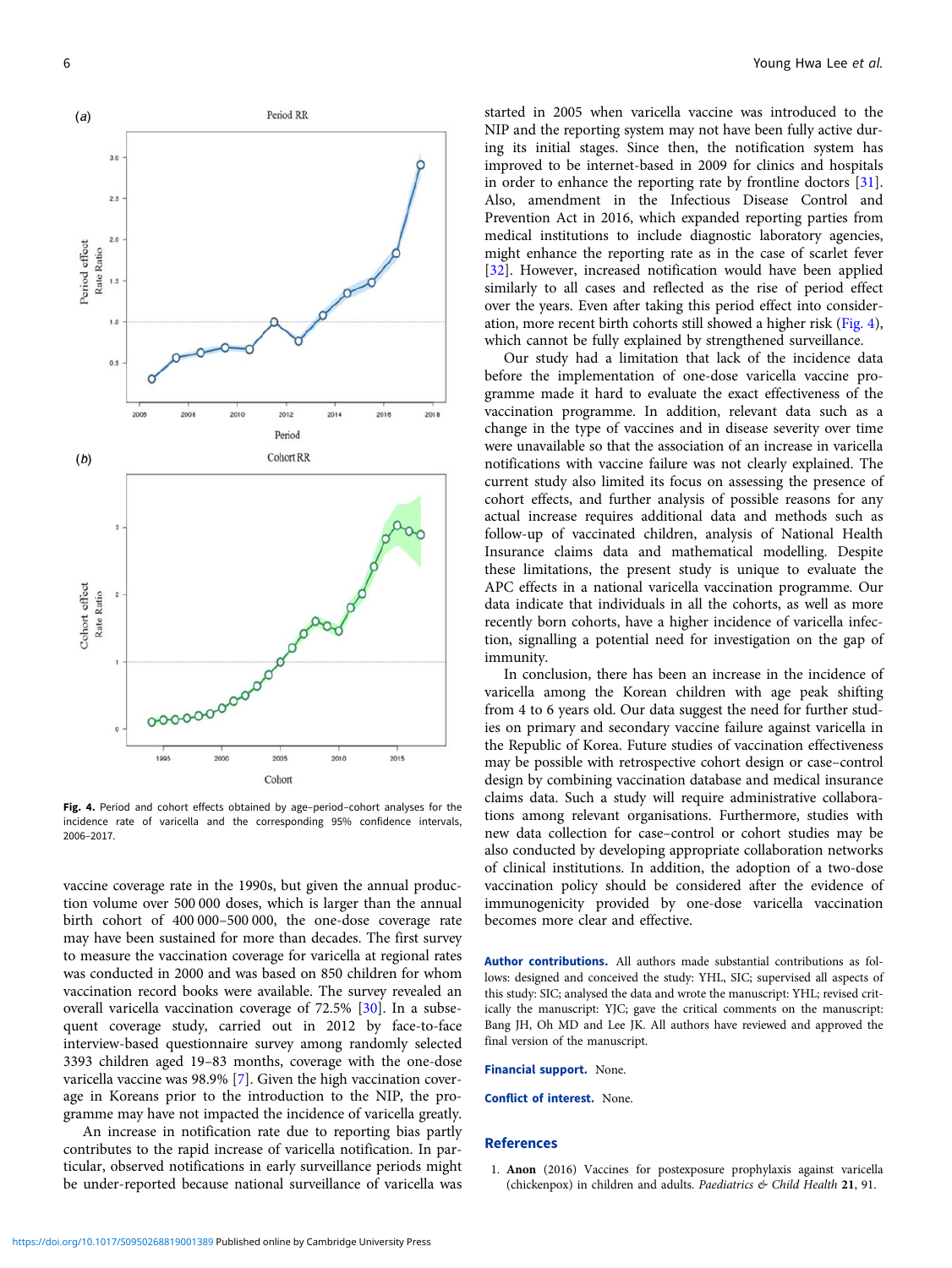Fig. 4. Period and cohort effects obtained by age–period–cohort analyses for the incidence rate of varicella and the corresponding 95% confidence intervals, 2006–2017.

vaccine coverage rate in the 1990s, but given the annual production volume over 500 000 doses, which is larger than the annual birth cohort of 400 000–500 000, the one-dose coverage rate may have been sustained for more than decades. The first survey to measure the vaccination coverage for varicella at regional rates was conducted in 2000 and was based on 850 children for whom vaccination record books were available. The survey revealed an overall varicella vaccination coverage of 72.5% [30]. In a subsequent coverage study, carried out in 2012 by face-to-face interview-based questionnaire survey among randomly selected 3393 children aged 19–83 months, coverage with the one-dose varicella vaccine was 98.9% [7]. Given the high vaccination coverage in Koreans prior to the introduction to the NIP, the programme may have not impacted the incidence of varicella greatly.

An increase in notification rate due to reporting bias partly contributes to the rapid increase of varicella notification. In particular, observed notifications in early surveillance periods might be under-reported because national surveillance of varicella was started in 2005 when varicella vaccine was introduced to the NIP and the reporting system may not have been fully active during its initial stages. Since then, the notification system has improved to be internet-based in 2009 for clinics and hospitals in order to enhance the reporting rate by frontline doctors [31]. Also, amendment in the Infectious Disease Control and Prevention Act in 2016, which expanded reporting parties from medical institutions to include diagnostic laboratory agencies, might enhance the reporting rate as in the case of scarlet fever [32]. However, increased notification would have been applied similarly to all cases and reflected as the rise of period effect over the years. Even after taking this period effect into consideration, more recent birth cohorts still showed a higher risk (Fig. 4), which cannot be fully explained by strengthened surveillance.

Our study had a limitation that lack of the incidence data before the implementation of one-dose varicella vaccine programme made it hard to evaluate the exact effectiveness of the vaccination programme. In addition, relevant data such as a change in the type of vaccines and in disease severity over time were unavailable so that the association of an increase in varicella notifications with vaccine failure was not clearly explained. The current study also limited its focus on assessing the presence of cohort effects, and further analysis of possible reasons for any actual increase requires additional data and methods such as follow-up of vaccinated children, analysis of National Health Insurance claims data and mathematical modelling. Despite these limitations, the present study is unique to evaluate the APC effects in a national varicella vaccination programme. Our data indicate that individuals in all the cohorts, as well as more recently born cohorts, have a higher incidence of varicella infection, signalling a potential need for investigation on the gap of immunity.

In conclusion, there has been an increase in the incidence of varicella among the Korean children with age peak shifting from 4 to 6 years old. Our data suggest the need for further studies on primary and secondary vaccine failure against varicella in the Republic of Korea. Future studies of vaccination effectiveness may be possible with retrospective cohort design or case–control design by combining vaccination database and medical insurance claims data. Such a study will require administrative collaborations among relevant organisations. Furthermore, studies with new data collection for case–control or cohort studies may be also conducted by developing appropriate collaboration networks of clinical institutions. In addition, the adoption of a two-dose vaccination policy should be considered after the evidence of immunogenicity provided by one-dose varicella vaccination becomes more clear and effective.

**Author contributions.** All authors made substantial contributions as follows: designed and conceived the study: YHL, SIC; supervised all aspects of this study: SIC; analysed the data and wrote the manuscript: YHL; revised critically the manuscript: YJC; gave the critical comments on the manuscript: Bang JH, Oh MD and Lee JK. All authors have reviewed and approved the final version of the manuscript.

**Financial support.** None.

**Conflict of interest.** None.

## References

1. **Anon** (2016) Vaccines for postexposure prophylaxis against varicella (chickenpox) in children and adults. *Paediatrics & Child Health* **21**, 91.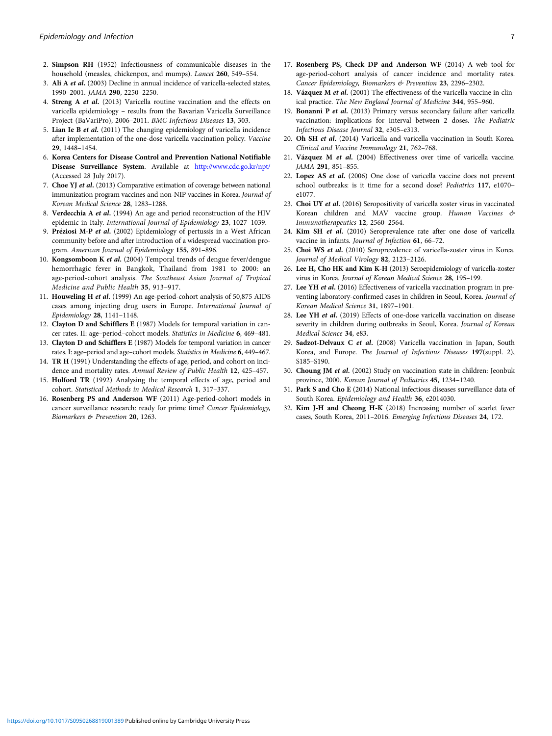2. **Simpson RH** (1952) Infectiousness of communicable diseases in the household (measles, chickenpox, and mumps). *Lancet* **260**, 549–554.
3. **Ali A *et al.*** (2003) Decline in annual incidence of varicella-selected states, 1990–2001. *JAMA* **290**, 2250–2250.
4. **Streng A *et al.*** (2013) Varicella routine vaccination and the effects on varicella epidemiology – results from the Bavarian Varicella Surveillance Project (BaVariPro), 2006–2011. *BMC Infectious Diseases* **13**, 303.
5. **Lian Ie B *et al.*** (2011) The changing epidemiology of varicella incidence after implementation of the one-dose varicella vaccination policy. *Vaccine* **29**, 1448–1454.
6. **Korea Centers for Disease Control and Prevention National Notifiable Disease Surveillance System**. Available at http://www.cdc.go.kr/npt/ (Accessed 28 July 2017).
7. **Choe YJ *et al.*** (2013) Comparative estimation of coverage between national immunization program vaccines and non-NIP vaccines in Korea. *Journal of Korean Medical Science* **28**, 1283–1288.
8. **Verdecchia A *et al.*** (1994) An age and period reconstruction of the HIV epidemic in Italy. *International Journal of Epidemiology* **23**, 1027–1039.
9. **Préziosi M-P *et al.*** (2002) Epidemiology of pertussis in a West African community before and after introduction of a widespread vaccination program. *American Journal of Epidemiology* **155**, 891–896.
10. **Kongsomboon K *et al.*** (2004) Temporal trends of dengue fever/dengue hemorrhagic fever in Bangkok, Thailand from 1981 to 2000: an age-period-cohort analysis. *The Southeast Asian Journal of Tropical Medicine and Public Health* **35**, 913–917.
11. **Houweling H *et al.*** (1999) An age-period-cohort analysis of 50,875 AIDS cases among injecting drug users in Europe. *International Journal of Epidemiology* **28**, 1141–1148.
12. **Clayton D and Schifflers E** (1987) Models for temporal variation in cancer rates. II: age–period–cohort models. *Statistics in Medicine* **6**, 469–481.
13. **Clayton D and Schifflers E** (1987) Models for temporal variation in cancer rates. I: age–period and age–cohort models. *Statistics in Medicine* **6**, 449–467.
14. **TR H** (1991) Understanding the effects of age, period, and cohort on incidence and mortality rates. *Annual Review of Public Health* **12**, 425–457.
15. **Holford TR** (1992) Analysing the temporal effects of age, period and cohort. *Statistical Methods in Medical Research* **1**, 317–337.
16. **Rosenberg PS and Anderson WF** (2011) Age-period-cohort models in cancer surveillance research: ready for prime time? *Cancer Epidemiology, Biomarkers & Prevention* **20**, 1263.
17. **Rosenberg PS, Check DP and Anderson WF** (2014) A web tool for age-period-cohort analysis of cancer incidence and mortality rates. *Cancer Epidemiology, Biomarkers & Prevention* **23**, 2296–2302.
18. **Vázquez M *et al.*** (2001) The effectiveness of the varicella vaccine in clinical practice. *The New England Journal of Medicine* **344**, 955–960.
19. **Bonanni P *et al.*** (2013) Primary versus secondary failure after varicella vaccination: implications for interval between 2 doses. *The Pediatric Infectious Disease Journal* **32**, e305–e313.
20. **Oh SH *et al.*** (2014) Varicella and varicella vaccination in South Korea. *Clinical and Vaccine Immunology* **21**, 762–768.
21. **Vázquez M *et al.*** (2004) Effectiveness over time of varicella vaccine. *JAMA* **291**, 851–855.
22. **Lopez AS *et al.*** (2006) One dose of varicella vaccine does not prevent school outbreaks: is it time for a second dose? *Pediatrics* **117**, e1070–e1077.
23. **Choi UY *et al.*** (2016) Seropositivity of varicella zoster virus in vaccinated Korean children and MAV vaccine group. *Human Vaccines & Immunotherapeutics* **12**, 2560–2564.
24. **Kim SH *et al.*** (2010) Seroprevalence rate after one dose of varicella vaccine in infants. *Journal of Infection* **61**, 66–72.
25. **Choi WS *et al.*** (2010) Seroprevalence of varicella-zoster virus in Korea. *Journal of Medical Virology* **82**, 2123–2126.
26. **Lee H, Cho HK and Kim K-H** (2013) Seroepidemiology of varicella-zoster virus in Korea. *Journal of Korean Medical Science* **28**, 195–199.
27. **Lee YH *et al.*** (2016) Effectiveness of varicella vaccination program in preventing laboratory-confirmed cases in children in Seoul, Korea. *Journal of Korean Medical Science* **31**, 1897–1901.
28. **Lee YH *et al.*** (2019) Effects of one-dose varicella vaccination on disease severity in children during outbreaks in Seoul, Korea. *Journal of Korean Medical Science* **34**, e83.
29. **Sadzot-Delvaux C *et al.*** (2008) Varicella vaccination in Japan, South Korea, and Europe. *The Journal of Infectious Diseases* **197**(suppl. 2), S185–S190.
30. **Choung JM *et al.*** (2002) Study on vaccination state in children: Jeonbuk province, 2000. *Korean Journal of Pediatrics* **45**, 1234–1240.
31. **Park S and Cho E** (2014) National infectious diseases surveillance data of South Korea. *Epidemiology and Health* **36**, e2014030.
32. **Kim J-H and Cheong H-K** (2018) Increasing number of scarlet fever cases, South Korea, 2011–2016. *Emerging Infectious Diseases* **24**, 172.